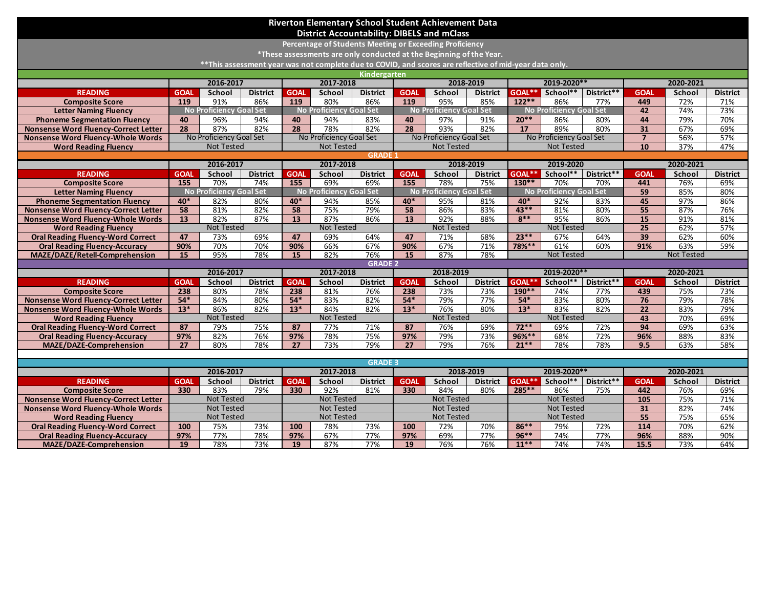# Riverton Elementary School Student Achievement Data

## District Accountability: DIBELS and mClass

**Percentage of Students Meeting or Exceeding Proficiency**

*These assessments are only conducted at the Beginning of the Year.

**This assessment year was not complete due to COVID, and scores are reflective of mid-year data only.

### Kindergarten

| | 2016-2017 | | | 2017-2018 | | | 2018-2019 | | | 2019-2020** | | | 2020-2021 | | |
|---|---|---|---|---|---|---|---|---|---|---|---|---|---|---|---|
| **READING** | **GOAL** | **School** | **District** | **GOAL** | **School** | **District** | **GOAL** | **School** | **District** | **GOAL**** | **School**** | **District**** | **GOAL** | **School** | **District** |
| Composite Score | 119 | 91% | 86% | 119 | 80% | 86% | 119 | 95% | 85% | 122** | 86% | 77% | 449 | 72% | 71% |
| Letter Naming Fluency | No Proficiency Goal Set | | | No Proficiency Goal Set | | | No Proficiency Goal Set | | | No Proficiency Goal Set | | | 42 | 74% | 73% |
| Phoneme Segmentation Fluency | 40 | 96% | 94% | 40 | 94% | 83% | 40 | 97% | 91% | 20** | 86% | 80% | 44 | 79% | 70% |
| Nonsense Word Fluency-Correct Letter | 28 | 87% | 82% | 28 | 78% | 82% | 28 | 93% | 82% | 17 | 89% | 80% | 31 | 67% | 69% |
| Nonsense Word Fluency-Whole Words | No Proficiency Goal Set | | | No Proficiency Goal Set | | | No Proficiency Goal Set | | | No Proficiency Goal Set | | | 7 | 56% | 57% |
| Word Reading Fluency | Not Tested | | | Not Tested | | | Not Tested | | | Not Tested | | | 10 | 37% | 47% |

### GRADE 1

| | 2016-2017 | | | 2017-2018 | | | 2018-2019 | | | 2019-2020 | | | 2020-2021 | | |
|---|---|---|---|---|---|---|---|---|---|---|---|---|---|---|---|
| **READING** | **GOAL** | **School** | **District** | **GOAL** | **School** | **District** | **GOAL** | **School** | **District** | **GOAL**** | **School**** | **District**** | **GOAL** | **School** | **District** |
| Composite Score | 155 | 70% | 74% | 155 | 69% | 69% | 155 | 78% | 75% | 130** | 70% | 70% | 441 | 76% | 69% |
| Letter Naming Fluency | No Proficiency Goal Set | | | No Proficiency Goal Set | | | No Proficiency Goal Set | | | No Proficiency Goal Set | | | 59 | 85% | 80% |
| Phoneme Segmentation Fluency | 40* | 82% | 80% | 40* | 94% | 85% | 40* | 95% | 81% | 40* | 92% | 83% | 45 | 97% | 86% |
| Nonsense Word Fluency-Correct Letter | 58 | 81% | 82% | 58 | 75% | 79% | 58 | 86% | 83% | 43** | 81% | 80% | 55 | 87% | 76% |
| Nonsense Word Fluency-Whole Words | 13 | 82% | 87% | 13 | 87% | 86% | 13 | 92% | 88% | 8** | 95% | 86% | 15 | 91% | 81% |
| Word Reading Fluency | Not Tested | | | Not Tested | | | Not Tested | | | Not Tested | | | 25 | 62% | 57% |
| Oral Reading Fluency-Word Correct | 47 | 73% | 69% | 47 | 69% | 64% | 47 | 71% | 68% | 23** | 67% | 64% | 39 | 62% | 60% |
| Oral Reading Fluency-Accuracy | 90% | 70% | 70% | 90% | 66% | 67% | 90% | 67% | 71% | 78%** | 61% | 60% | 91% | 63% | 59% |
| MAZE/DAZE/Retell-Comprehension | 15 | 95% | 78% | 15 | 82% | 76% | 15 | 87% | 78% | Not Tested | | | Not Tested | | |

### GRADE 2

| | 2016-2017 | | | 2017-2018 | | | 2018-2019 | | | 2019-2020** | | | 2020-2021 | | |
|---|---|---|---|---|---|---|---|---|---|---|---|---|---|---|---|
| **READING** | **GOAL** | **School** | **District** | **GOAL** | **School** | **District** | **GOAL** | **School** | **District** | **GOAL**** | **School**** | **District**** | **GOAL** | **School** | **District** |
| Composite Score | 238 | 80% | 78% | 238 | 81% | 76% | 238 | 73% | 73% | 190** | 74% | 77% | 439 | 75% | 73% |
| Nonsense Word Fluency-Correct Letter | 54* | 84% | 80% | 54* | 83% | 82% | 54* | 79% | 77% | 54* | 83% | 80% | 76 | 79% | 78% |
| Nonsense Word Fluency-Whole Words | 13* | 86% | 82% | 13* | 84% | 82% | 13* | 76% | 80% | 13* | 83% | 82% | 22 | 83% | 79% |
| Word Reading Fluency | Not Tested | | | Not Tested | | | Not Tested | | | Not Tested | | | 43 | 70% | 69% |
| Oral Reading Fluency-Word Correct | 87 | 79% | 75% | 87 | 77% | 71% | 87 | 76% | 69% | 72** | 69% | 72% | 94 | 69% | 63% |
| Oral Reading Fluency-Accuracy | 97% | 82% | 76% | 97% | 78% | 75% | 97% | 79% | 73% | 96%** | 68% | 72% | 96% | 88% | 83% |
| MAZE/DAZE-Comprehension | 27 | 80% | 78% | 27 | 73% | 79% | 27 | 79% | 76% | 21** | 78% | 78% | 9.5 | 63% | 58% |

### GRADE 3

| | 2016-2017 | | | 2017-2018 | | | 2018-2019 | | | 2019-2020** | | | 2020-2021 | | |
|---|---|---|---|---|---|---|---|---|---|---|---|---|---|---|---|
| **READING** | **GOAL** | **School** | **District** | **GOAL** | **School** | **District** | **GOAL** | **School** | **District** | **GOAL**** | **School**** | **District**** | **GOAL** | **School** | **District** |
| Composite Score | 330 | 83% | 79% | 330 | 92% | 81% | 330 | 84% | 80% | 285** | 86% | 75% | 442 | 76% | 69% |
| Nonsense Word Fluency-Correct Letter | Not Tested | | | Not Tested | | | Not Tested | | | Not Tested | | | 105 | 75% | 71% |
| Nonsense Word Fluency-Whole Words | Not Tested | | | Not Tested | | | Not Tested | | | Not Tested | | | 31 | 82% | 74% |
| Word Reading Fluency | Not Tested | | | Not Tested | | | Not Tested | | | Not Tested | | | 55 | 75% | 65% |
| Oral Reading Fluency-Word Correct | 100 | 75% | 73% | 100 | 78% | 73% | 100 | 72% | 70% | 86** | 79% | 72% | 114 | 70% | 62% |
| Oral Reading Fluency-Accuracy | 97% | 77% | 78% | 97% | 67% | 77% | 97% | 69% | 77% | 96** | 74% | 77% | 96% | 88% | 90% |
| MAZE/DAZE-Comprehension | 19 | 78% | 73% | 19 | 87% | 77% | 19 | 76% | 76% | 11** | 74% | 74% | 15.5 | 73% | 64% |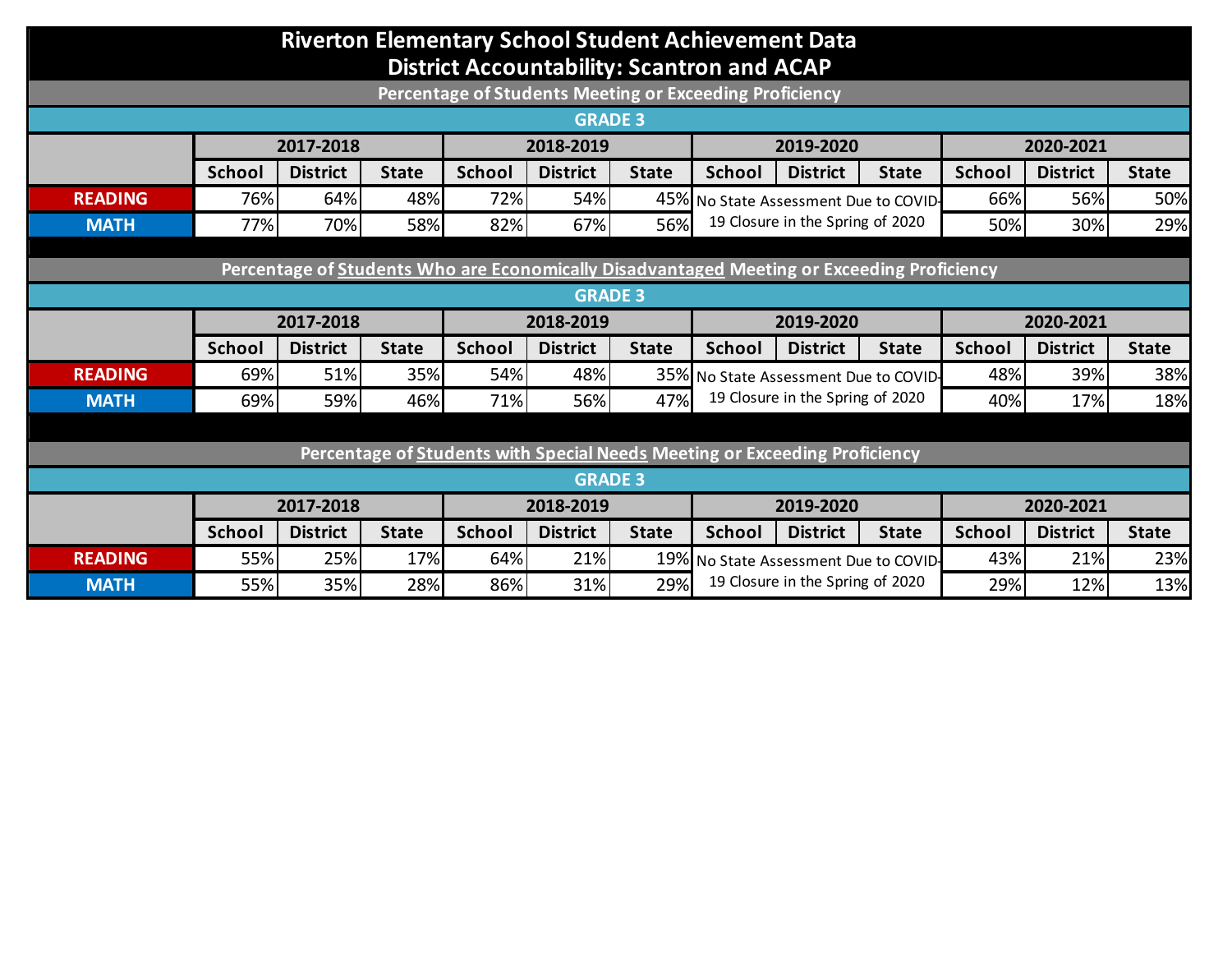# Riverton Elementary School Student Achievement Data
## District Accountability: Scantron and ACAP

### Percentage of Students Meeting or Exceeding Proficiency

**GRADE 3**

| | 2017-2018 | | | 2018-2019 | | | 2019-2020 | | | 2020-2021 | | |
|---|---|---|---|---|---|---|---|---|---|---|---|---|
| | School | District | State | School | District | State | School | District | State | School | District | State |
| READING | 76% | 64% | 48% | 72% | 54% | 45% | No State Assessment Due to COVID-19 Closure in the Spring of 2020 | | | 66% | 56% | 50% |
| MATH | 77% | 70% | 58% | 82% | 67% | 56% | | | | 50% | 30% | 29% |

### Percentage of Students Who are Economically Disadvantaged Meeting or Exceeding Proficiency

**GRADE 3**

| | 2017-2018 | | | 2018-2019 | | | 2019-2020 | | | 2020-2021 | | |
|---|---|---|---|---|---|---|---|---|---|---|---|---|
| | School | District | State | School | District | State | School | District | State | School | District | State |
| READING | 69% | 51% | 35% | 54% | 48% | 35% | No State Assessment Due to COVID-19 Closure in the Spring of 2020 | | | 48% | 39% | 38% |
| MATH | 69% | 59% | 46% | 71% | 56% | 47% | | | | 40% | 17% | 18% |

### Percentage of Students with Special Needs Meeting or Exceeding Proficiency

**GRADE 3**

| | 2017-2018 | | | 2018-2019 | | | 2019-2020 | | | 2020-2021 | | |
|---|---|---|---|---|---|---|---|---|---|---|---|---|
| | School | District | State | School | District | State | School | District | State | School | District | State |
| READING | 55% | 25% | 17% | 64% | 21% | 19% | No State Assessment Due to COVID-19 Closure in the Spring of 2020 | | | 43% | 21% | 23% |
| MATH | 55% | 35% | 28% | 86% | 31% | 29% | | | | 29% | 12% | 13% |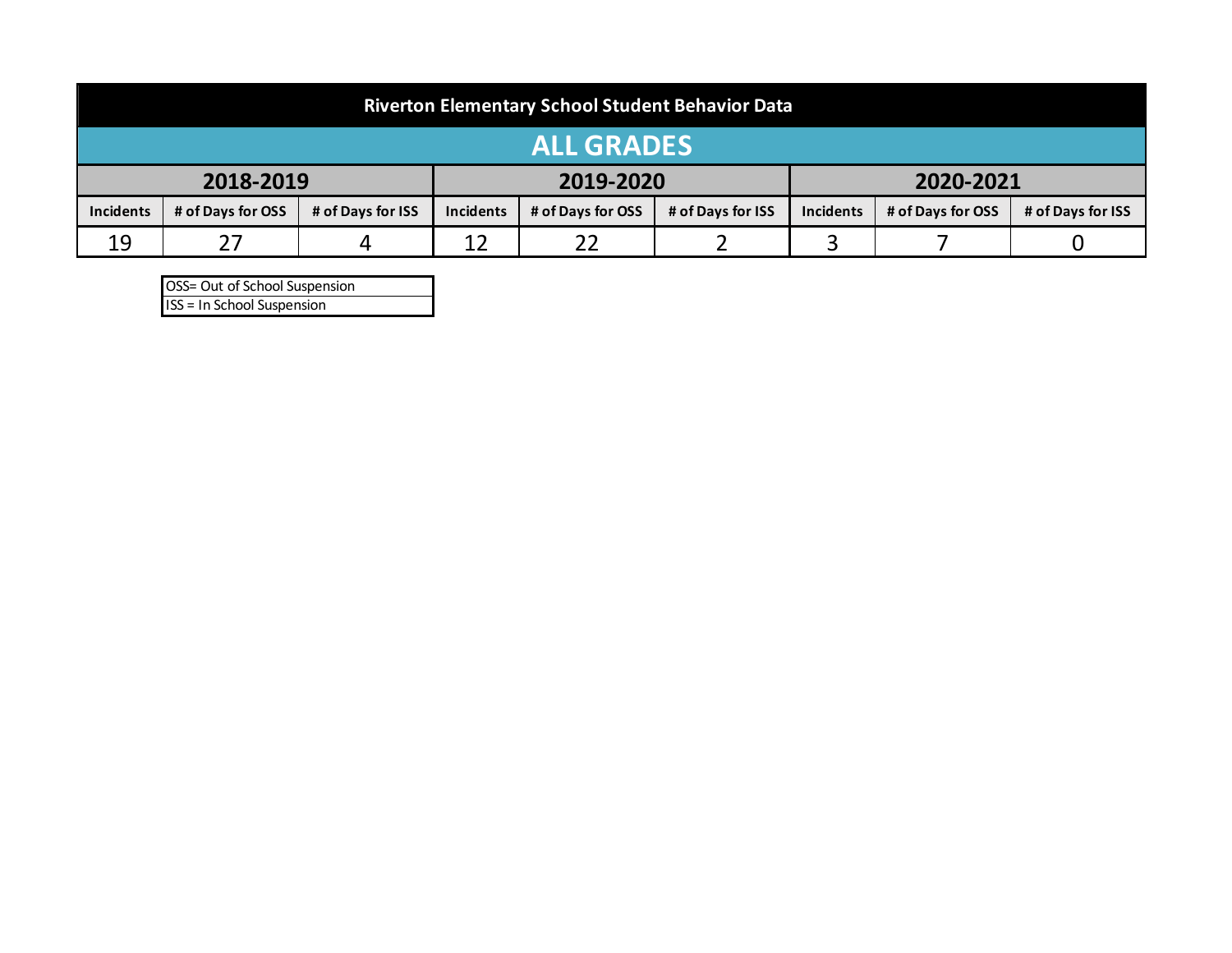| Riverton Elementary School Student Behavior Data | | | | | | | | |
|---|---|---|---|---|---|---|---|---|
| ALL GRADES | | | | | | | | |
| 2018-2019 | | | 2019-2020 | | | 2020-2021 | | |
| Incidents | # of Days for OSS | # of Days for ISS | Incidents | # of Days for OSS | # of Days for ISS | Incidents | # of Days for OSS | # of Days for ISS |
| 19 | 27 | 4 | 12 | 22 | 2 | 3 | 7 | 0 |

| |
|---|
| OSS= Out of School Suspension |
| ISS = In School Suspension |